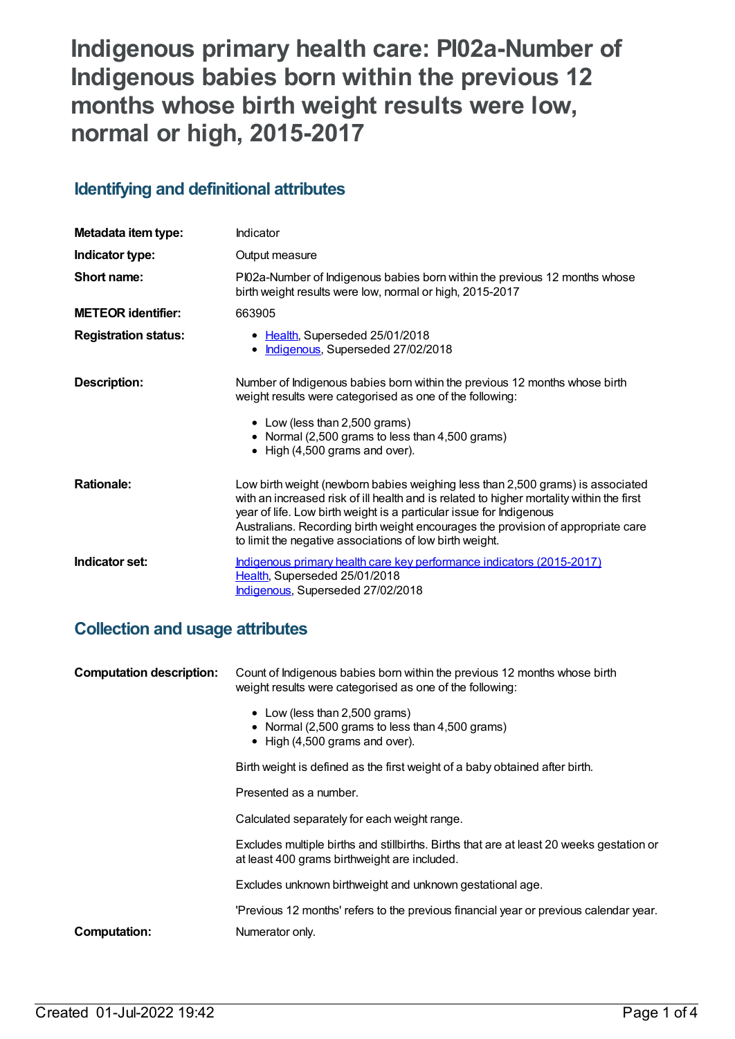# Indigenous primary health care: PI02a-Number of Indigenous babies born within the previous 12 months whose birth weight results were low, normal or high, 2015-2017

## Identifying and definitional attributes

| | |
|---|---|
| **Metadata item type:** | Indicator |
| **Indicator type:** | Output measure |
| **Short name:** | PI02a-Number of Indigenous babies born within the previous 12 months whose birth weight results were low, normal or high, 2015-2017 |
| **METEOR identifier:** | 663905 |
| **Registration status:** | • Health, Superseded 25/01/2018<br>• Indigenous, Superseded 27/02/2018 |
| **Description:** | Number of Indigenous babies born within the previous 12 months whose birth weight results were categorised as one of the following:<br>• Low (less than 2,500 grams)<br>• Normal (2,500 grams to less than 4,500 grams)<br>• High (4,500 grams and over). |
| **Rationale:** | Low birth weight (newborn babies weighing less than 2,500 grams) is associated with an increased risk of ill health and is related to higher mortality within the first year of life. Low birth weight is a particular issue for Indigenous Australians. Recording birth weight encourages the provision of appropriate care to limit the negative associations of low birth weight. |
| **Indicator set:** | Indigenous primary health care key performance indicators (2015-2017)<br>Health, Superseded 25/01/2018<br>Indigenous, Superseded 27/02/2018 |

## Collection and usage attributes

| | |
|---|---|
| **Computation description:** | Count of Indigenous babies born within the previous 12 months whose birth weight results were categorised as one of the following:<br>• Low (less than 2,500 grams)<br>• Normal (2,500 grams to less than 4,500 grams)<br>• High (4,500 grams and over).<br><br>Birth weight is defined as the first weight of a baby obtained after birth.<br><br>Presented as a number.<br><br>Calculated separately for each weight range.<br><br>Excludes multiple births and stillbirths. Births that are at least 20 weeks gestation or at least 400 grams birthweight are included.<br><br>Excludes unknown birthweight and unknown gestational age.<br><br>'Previous 12 months' refers to the previous financial year or previous calendar year. |
| **Computation:** | Numerator only. |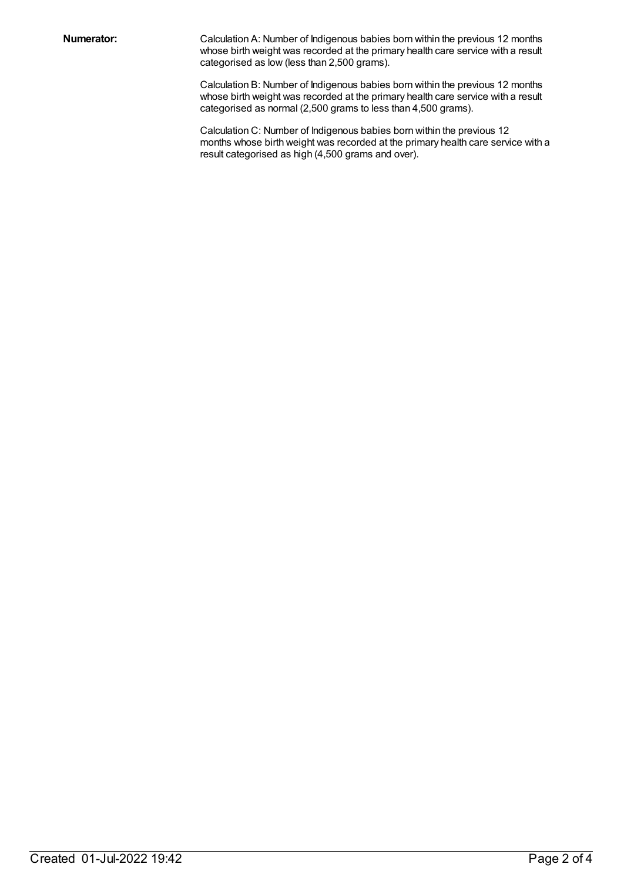**Numerator:**

Calculation A: Number of Indigenous babies born within the previous 12 months whose birth weight was recorded at the primary health care service with a result categorised as low (less than 2,500 grams).

Calculation B: Number of Indigenous babies born within the previous 12 months whose birth weight was recorded at the primary health care service with a result categorised as normal (2,500 grams to less than 4,500 grams).

Calculation C: Number of Indigenous babies born within the previous 12 months whose birth weight was recorded at the primary health care service with a result categorised as high (4,500 grams and over).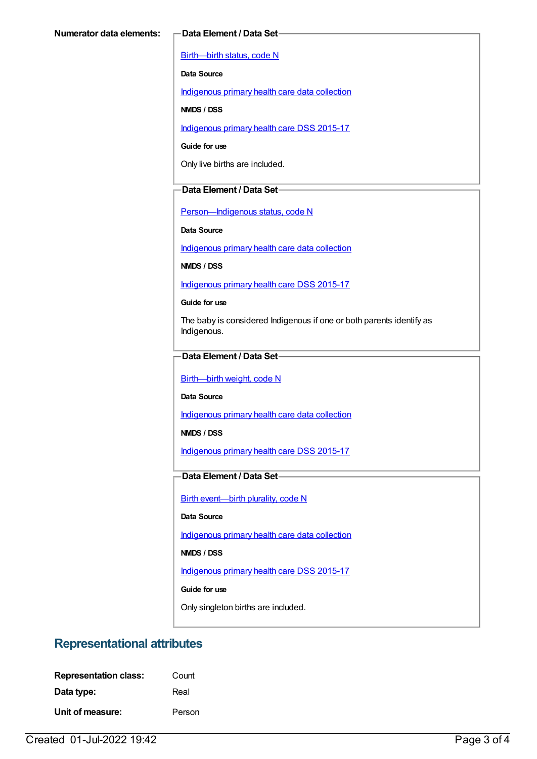**Numerator data elements:**

**Data Element / Data Set**

Birth—birth status, code N

**Data Source**

Indigenous primary health care data collection

**NMDS / DSS**

Indigenous primary health care DSS 2015-17

**Guide for use**

Only live births are included.

**Data Element / Data Set**

Person—Indigenous status, code N

**Data Source**

Indigenous primary health care data collection

**NMDS / DSS**

Indigenous primary health care DSS 2015-17

**Guide for use**

The baby is considered Indigenous if one or both parents identify as Indigenous.

**Data Element / Data Set**

Birth—birth weight, code N

**Data Source**

Indigenous primary health care data collection

**NMDS / DSS**

Indigenous primary health care DSS 2015-17

**Data Element / Data Set**

Birth event—birth plurality, code N

**Data Source**

Indigenous primary health care data collection

**NMDS / DSS**

Indigenous primary health care DSS 2015-17

**Guide for use**

Only singleton births are included.

## Representational attributes

**Representation class:** Count

**Data type:** Real

**Unit of measure:** Person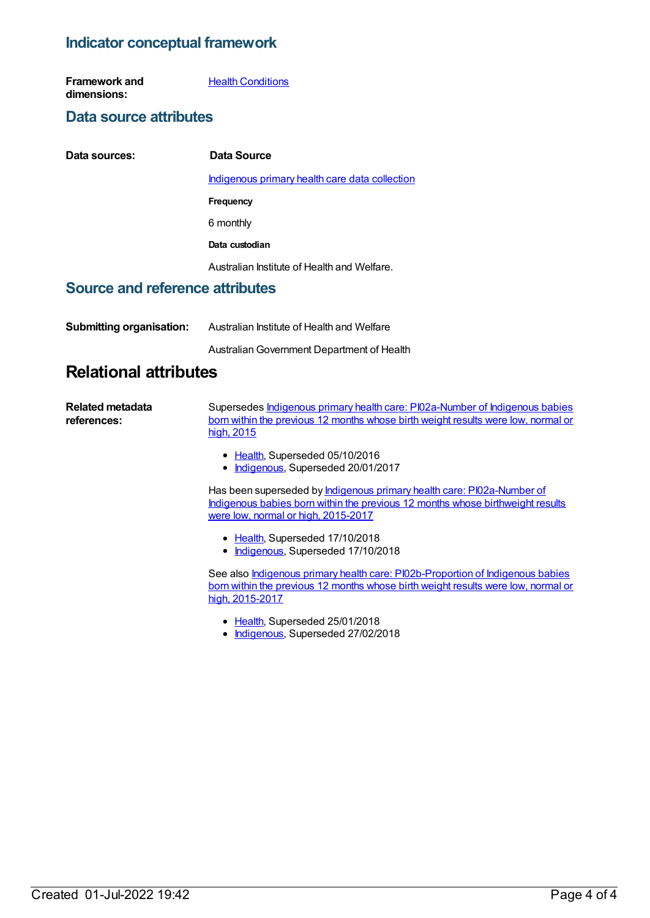## Indicator conceptual framework

**Framework and dimensions:** Health Conditions

## Data source attributes

**Data sources:**

**Data Source**

Indigenous primary health care data collection

**Frequency**

6 monthly

**Data custodian**

Australian Institute of Health and Welfare.

## Source and reference attributes

**Submitting organisation:** Australian Institute of Health and Welfare

Australian Government Department of Health

# Relational attributes

**Related metadata references:**

Supersedes Indigenous primary health care: PI02a-Number of Indigenous babies born within the previous 12 months whose birth weight results were low, normal or high, 2015

- Health, Superseded 05/10/2016
- Indigenous, Superseded 20/01/2017

Has been superseded by Indigenous primary health care: PI02a-Number of Indigenous babies born within the previous 12 months whose birthweight results were low, normal or high, 2015-2017

- Health, Superseded 17/10/2018
- Indigenous, Superseded 17/10/2018

See also Indigenous primary health care: PI02b-Proportion of Indigenous babies born within the previous 12 months whose birth weight results were low, normal or high, 2015-2017

- Health, Superseded 25/01/2018
- Indigenous, Superseded 27/02/2018